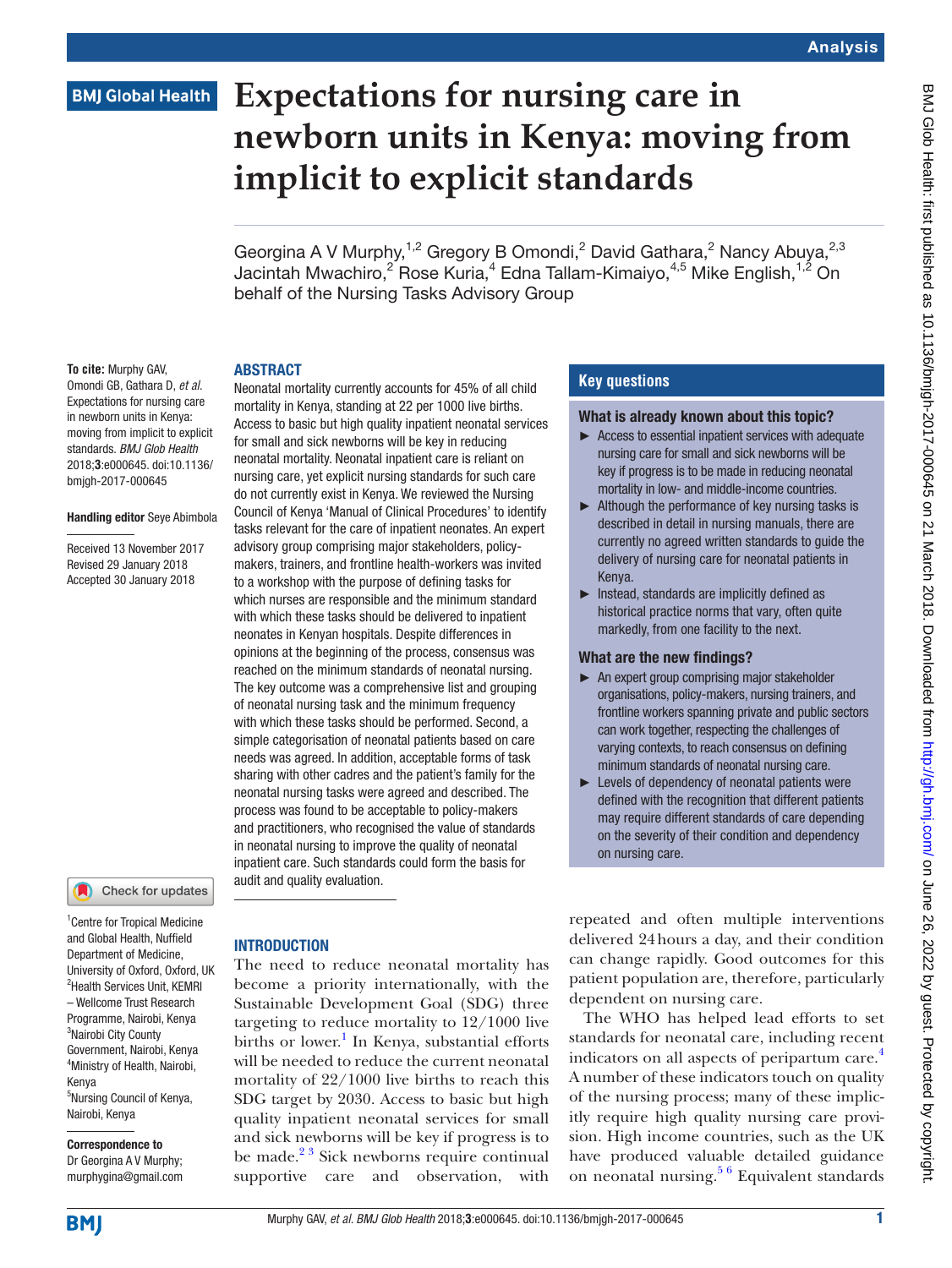# Expectations for nursing care in newborn units in Kenya: moving from implicit to explicit standards

Georgina A V Murphy,[1,2] Gregory B Omondi,[2] David Gathara,[2] Nancy Abuya,[2,3] Jacintah Mwachiro,[2] Rose Kuria,[4] Edna Tallam-Kimaiyo,[4,5] Mike English,[1,2] On behalf of the Nursing Tasks Advisory Group

**To cite:** Murphy GAV, Omondi GB, Gathara D, *et al.* Expectations for nursing care in newborn units in Kenya: moving from implicit to explicit standards. *BMJ Glob Health* 2018;**3**:e000645. doi:10.1136/bmjgh-2017-000645

**Handling editor** Seye Abimbola

Received 13 November 2017
Revised 29 January 2018
Accepted 30 January 2018

## ABSTRACT

Neonatal mortality currently accounts for 45% of all child mortality in Kenya, standing at 22 per 1000 live births. Access to basic but high quality inpatient neonatal services for small and sick newborns will be key in reducing neonatal mortality. Neonatal inpatient care is reliant on nursing care, yet explicit nursing standards for such care do not currently exist in Kenya. We reviewed the Nursing Council of Kenya 'Manual of Clinical Procedures' to identify tasks relevant for the care of inpatient neonates. An expert advisory group comprising major stakeholders, policy-makers, trainers, and frontline health-workers was invited to a workshop with the purpose of defining tasks for which nurses are responsible and the minimum standard with which these tasks should be delivered to inpatient neonates in Kenyan hospitals. Despite differences in opinions at the beginning of the process, consensus was reached on the minimum standards of neonatal nursing. The key outcome was a comprehensive list and grouping of neonatal nursing task and the minimum frequency with which these tasks should be performed. Second, a simple categorisation of neonatal patients based on care needs was agreed. In addition, acceptable forms of task sharing with other cadres and the patient's family for the neonatal nursing tasks were agreed and described. The process was found to be acceptable to policy-makers and practitioners, who recognised the value of standards in neonatal nursing to improve the quality of neonatal inpatient care. Such standards could form the basis for audit and quality evaluation.

## Key questions

### What is already known about this topic?

- Access to essential inpatient services with adequate nursing care for small and sick newborns will be key if progress is to be made in reducing neonatal mortality in low- and middle-income countries.
- Although the performance of key nursing tasks is described in detail in nursing manuals, there are currently no agreed written standards to guide the delivery of nursing care for neonatal patients in Kenya.
- Instead, standards are implicitly defined as historical practice norms that vary, often quite markedly, from one facility to the next.

### What are the new findings?

- An expert group comprising major stakeholder organisations, policy-makers, nursing trainers, and frontline workers spanning private and public sectors can work together, respecting the challenges of varying contexts, to reach consensus on defining minimum standards of neonatal nursing care.
- Levels of dependency of neonatal patients were defined with the recognition that different patients may require different standards of care depending on the severity of their condition and dependency on nursing care.

## INTRODUCTION

The need to reduce neonatal mortality has become a priority internationally, with the Sustainable Development Goal (SDG) three targeting to reduce mortality to 12/1000 live births or lower.[1] In Kenya, substantial efforts will be needed to reduce the current neonatal mortality of 22/1000 live births to reach this SDG target by 2030. Access to basic but high quality inpatient neonatal services for small and sick newborns will be key if progress is to be made.[2,3] Sick newborns require continual supportive care and observation, with repeated and often multiple interventions delivered 24 hours a day, and their condition can change rapidly. Good outcomes for this patient population are, therefore, particularly dependent on nursing care.

The WHO has helped lead efforts to set standards for neonatal care, including recent indicators on all aspects of peripartum care.[4] A number of these indicators touch on quality of the nursing process; many of these implicitly require high quality nursing care provision. High income countries, such as the UK have produced valuable detailed guidance on neonatal nursing.[5,6] Equivalent standards

[1]Centre for Tropical Medicine and Global Health, Nuffield Department of Medicine, University of Oxford, Oxford, UK
[2]Health Services Unit, KEMRI – Wellcome Trust Research Programme, Nairobi, Kenya
[3]Nairobi City County Government, Nairobi, Kenya
[4]Ministry of Health, Nairobi, Kenya
[5]Nursing Council of Kenya, Nairobi, Kenya

**Correspondence to**
Dr Georgina A V Murphy; murphygina@gmail.com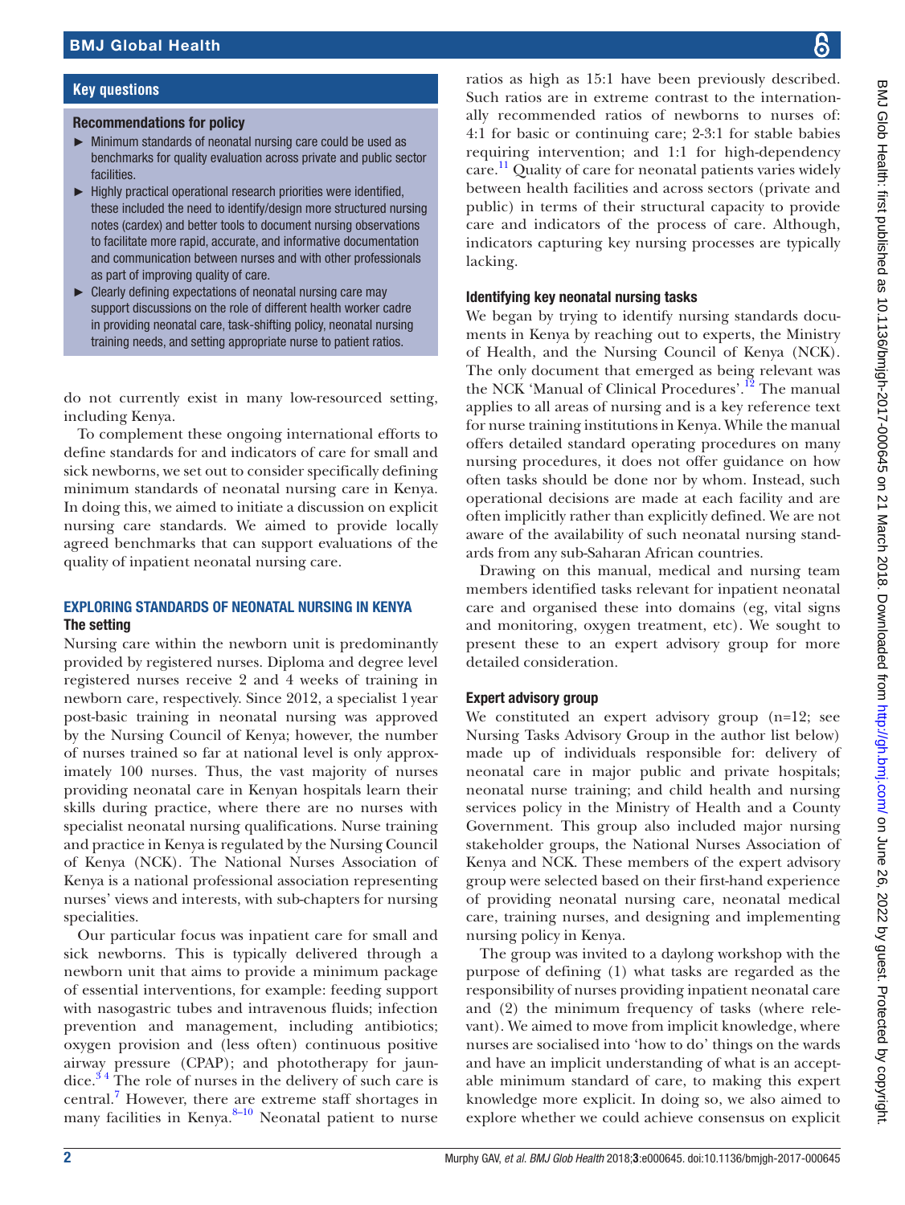## Key questions

### Recommendations for policy

- Minimum standards of neonatal nursing care could be used as benchmarks for quality evaluation across private and public sector facilities.
- Highly practical operational research priorities were identified, these included the need to identify/design more structured nursing notes (cardex) and better tools to document nursing observations to facilitate more rapid, accurate, and informative documentation and communication between nurses and with other professionals as part of improving quality of care.
- Clearly defining expectations of neonatal nursing care may support discussions on the role of different health worker cadre in providing neonatal care, task-shifting policy, neonatal nursing training needs, and setting appropriate nurse to patient ratios.

do not currently exist in many low-resourced setting, including Kenya.

To complement these ongoing international efforts to define standards for and indicators of care for small and sick newborns, we set out to consider specifically defining minimum standards of neonatal nursing care in Kenya. In doing this, we aimed to initiate a discussion on explicit nursing care standards. We aimed to provide locally agreed benchmarks that can support evaluations of the quality of inpatient neonatal nursing care.

## EXPLORING STANDARDS OF NEONATAL NURSING IN KENYA

### The setting

Nursing care within the newborn unit is predominantly provided by registered nurses. Diploma and degree level registered nurses receive 2 and 4 weeks of training in newborn care, respectively. Since 2012, a specialist 1 year post-basic training in neonatal nursing was approved by the Nursing Council of Kenya; however, the number of nurses trained so far at national level is only approximately 100 nurses. Thus, the vast majority of nurses providing neonatal care in Kenyan hospitals learn their skills during practice, where there are no nurses with specialist neonatal nursing qualifications. Nurse training and practice in Kenya is regulated by the Nursing Council of Kenya (NCK). The National Nurses Association of Kenya is a national professional association representing nurses' views and interests, with sub-chapters for nursing specialities.

Our particular focus was inpatient care for small and sick newborns. This is typically delivered through a newborn unit that aims to provide a minimum package of essential interventions, for example: feeding support with nasogastric tubes and intravenous fluids; infection prevention and management, including antibiotics; oxygen provision and (less often) continuous positive airway pressure (CPAP); and phototherapy for jaundice.[3 4] The role of nurses in the delivery of such care is central.[7] However, there are extreme staff shortages in many facilities in Kenya.[8–10] Neonatal patient to nurse ratios as high as 15:1 have been previously described. Such ratios are in extreme contrast to the internationally recommended ratios of newborns to nurses of: 4:1 for basic or continuing care; 2-3:1 for stable babies requiring intervention; and 1:1 for high-dependency care.[11] Quality of care for neonatal patients varies widely between health facilities and across sectors (private and public) in terms of their structural capacity to provide care and indicators of the process of care. Although, indicators capturing key nursing processes are typically lacking.

### Identifying key neonatal nursing tasks

We began by trying to identify nursing standards documents in Kenya by reaching out to experts, the Ministry of Health, and the Nursing Council of Kenya (NCK). The only document that emerged as being relevant was the NCK 'Manual of Clinical Procedures'.[12] The manual applies to all areas of nursing and is a key reference text for nurse training institutions in Kenya. While the manual offers detailed standard operating procedures on many nursing procedures, it does not offer guidance on how often tasks should be done nor by whom. Instead, such operational decisions are made at each facility and are often implicitly rather than explicitly defined. We are not aware of the availability of such neonatal nursing standards from any sub-Saharan African countries.

Drawing on this manual, medical and nursing team members identified tasks relevant for inpatient neonatal care and organised these into domains (eg, vital signs and monitoring, oxygen treatment, etc). We sought to present these to an expert advisory group for more detailed consideration.

### Expert advisory group

We constituted an expert advisory group (n=12; see Nursing Tasks Advisory Group in the author list below) made up of individuals responsible for: delivery of neonatal care in major public and private hospitals; neonatal nurse training; and child health and nursing services policy in the Ministry of Health and a County Government. This group also included major nursing stakeholder groups, the National Nurses Association of Kenya and NCK. These members of the expert advisory group were selected based on their first-hand experience of providing neonatal nursing care, neonatal medical care, training nurses, and designing and implementing nursing policy in Kenya.

The group was invited to a daylong workshop with the purpose of defining (1) what tasks are regarded as the responsibility of nurses providing inpatient neonatal care and (2) the minimum frequency of tasks (where relevant). We aimed to move from implicit knowledge, where nurses are socialised into 'how to do' things on the wards and have an implicit understanding of what is an acceptable minimum standard of care, to making this expert knowledge more explicit. In doing so, we also aimed to explore whether we could achieve consensus on explicit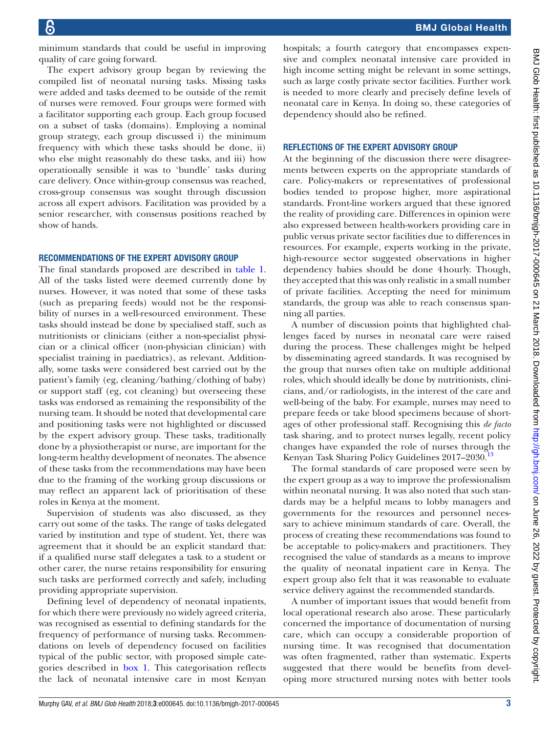minimum standards that could be useful in improving quality of care going forward.

The expert advisory group began by reviewing the compiled list of neonatal nursing tasks. Missing tasks were added and tasks deemed to be outside of the remit of nurses were removed. Four groups were formed with a facilitator supporting each group. Each group focused on a subset of tasks (domains). Employing a nominal group strategy, each group discussed i) the minimum frequency with which these tasks should be done, ii) who else might reasonably do these tasks, and iii) how operationally sensible it was to 'bundle' tasks during care delivery. Once within-group consensus was reached, cross-group consensus was sought through discussion across all expert advisors. Facilitation was provided by a senior researcher, with consensus positions reached by show of hands.

## Recommendations of the expert advisory group

The final standards proposed are described in table 1. All of the tasks listed were deemed currently done by nurses. However, it was noted that some of these tasks (such as preparing feeds) would not be the responsibility of nurses in a well-resourced environment. These tasks should instead be done by specialised staff, such as nutritionists or clinicians (either a non-specialist physician or a clinical officer (non-physician clinician) with specialist training in paediatrics), as relevant. Additionally, some tasks were considered best carried out by the patient's family (eg, cleaning/bathing/clothing of baby) or support staff (eg, cot cleaning) but overseeing these tasks was endorsed as remaining the responsibility of the nursing team. It should be noted that developmental care and positioning tasks were not highlighted or discussed by the expert advisory group. These tasks, traditionally done by a physiotherapist or nurse, are important for the long-term healthy development of neonates. The absence of these tasks from the recommendations may have been due to the framing of the working group discussions or may reflect an apparent lack of prioritisation of these roles in Kenya at the moment.

Supervision of students was also discussed, as they carry out some of the tasks. The range of tasks delegated varied by institution and type of student. Yet, there was agreement that it should be an explicit standard that: if a qualified nurse staff delegates a task to a student or other carer, the nurse retains responsibility for ensuring such tasks are performed correctly and safely, including providing appropriate supervision.

Defining level of dependency of neonatal inpatients, for which there were previously no widely agreed criteria, was recognised as essential to defining standards for the frequency of performance of nursing tasks. Recommendations on levels of dependency focused on facilities typical of the public sector, with proposed simple categories described in box 1. This categorisation reflects the lack of neonatal intensive care in most Kenyan hospitals; a fourth category that encompasses expensive and complex neonatal intensive care provided in high income setting might be relevant in some settings, such as large costly private sector facilities. Further work is needed to more clearly and precisely define levels of neonatal care in Kenya. In doing so, these categories of dependency should also be refined.

## Reflections of the expert advisory group

At the beginning of the discussion there were disagreements between experts on the appropriate standards of care. Policy-makers or representatives of professional bodies tended to propose higher, more aspirational standards. Front-line workers argued that these ignored the reality of providing care. Differences in opinion were also expressed between health-workers providing care in public versus private sector facilities due to differences in resources. For example, experts working in the private, high-resource sector suggested observations in higher dependency babies should be done 4 hourly. Though, they accepted that this was only realistic in a small number of private facilities. Accepting the need for minimum standards, the group was able to reach consensus spanning all parties.

A number of discussion points that highlighted challenges faced by nurses in neonatal care were raised during the process. These challenges might be helped by disseminating agreed standards. It was recognised by the group that nurses often take on multiple additional roles, which should ideally be done by nutritionists, clinicians, and/or radiologists, in the interest of the care and well-being of the baby. For example, nurses may need to prepare feeds or take blood specimens because of shortages of other professional staff. Recognising this *de facto* task sharing, and to protect nurses legally, recent policy changes have expanded the role of nurses through the Kenyan Task Sharing Policy Guidelines 2017–2030.[13]

The formal standards of care proposed were seen by the expert group as a way to improve the professionalism within neonatal nursing. It was also noted that such standards may be a helpful means to lobby managers and governments for the resources and personnel necessary to achieve minimum standards of care. Overall, the process of creating these recommendations was found to be acceptable to policy-makers and practitioners. They recognised the value of standards as a means to improve the quality of neonatal inpatient care in Kenya. The expert group also felt that it was reasonable to evaluate service delivery against the recommended standards.

A number of important issues that would benefit from local operational research also arose. These particularly concerned the importance of documentation of nursing care, which can occupy a considerable proportion of nursing time. It was recognised that documentation was often fragmented, rather than systematic. Experts suggested that there would be benefits from developing more structured nursing notes with better tools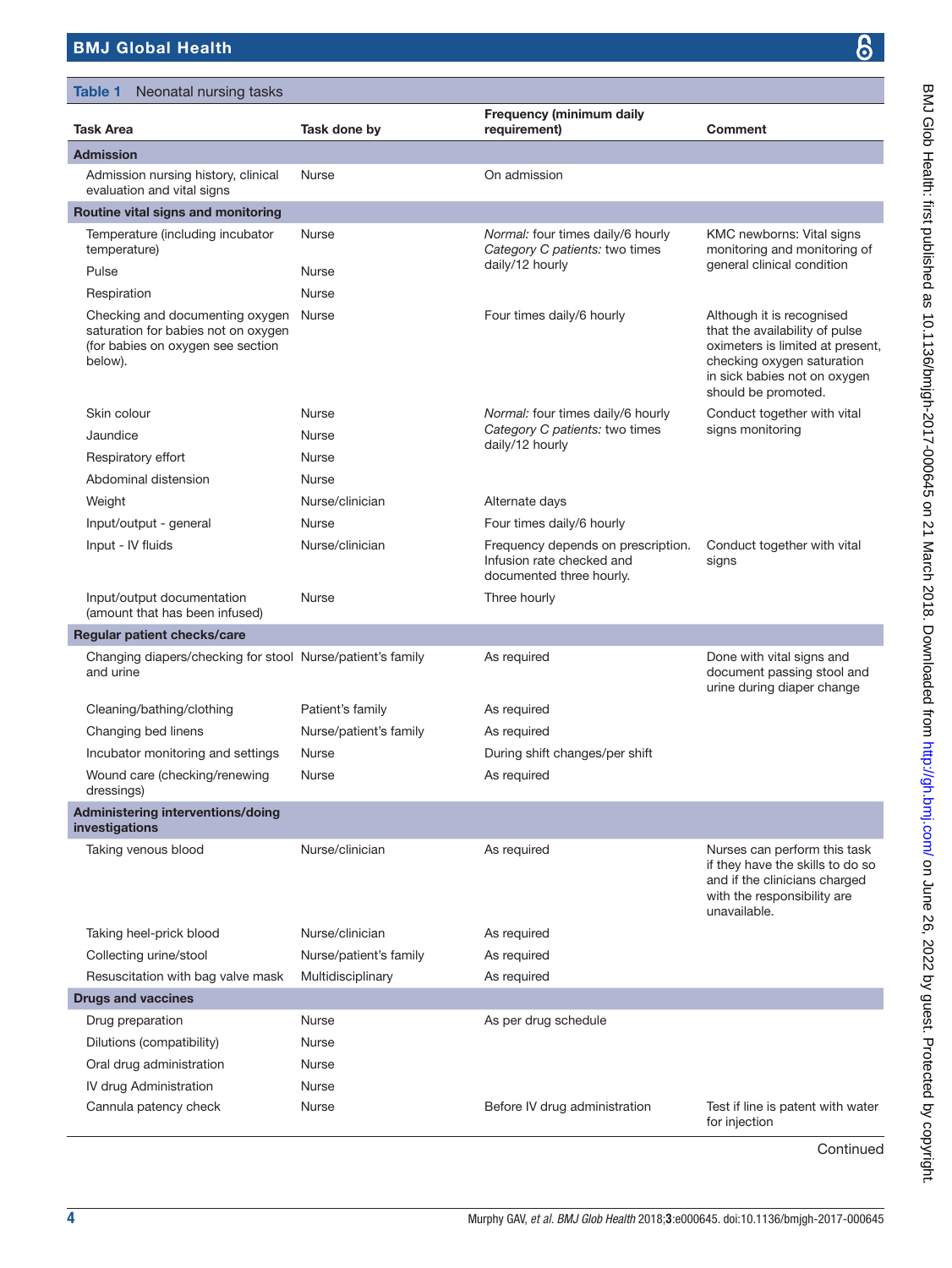**Table 1** Neonatal nursing tasks

| Task Area | Task done by | Frequency (minimum daily requirement) | Comment |
|---|---|---|---|
| **Admission** | | | |
| Admission nursing history, clinical evaluation and vital signs | Nurse | On admission | |
| **Routine vital signs and monitoring** | | | |
| Temperature (including incubator temperature) | Nurse | *Normal:* four times daily/6 hourly *Category C patients:* two times daily/12 hourly | KMC newborns: Vital signs monitoring and monitoring of general clinical condition |
| Pulse | Nurse | | |
| Respiration | Nurse | | |
| Checking and documenting oxygen saturation for babies not on oxygen (for babies on oxygen see section below). | Nurse | Four times daily/6 hourly | Although it is recognised that the availability of pulse oximeters is limited at present, checking oxygen saturation in sick babies not on oxygen should be promoted. |
| Skin colour | Nurse | *Normal:* four times daily/6 hourly *Category C patients:* two times daily/12 hourly | Conduct together with vital signs monitoring |
| Jaundice | Nurse | | |
| Respiratory effort | Nurse | | |
| Abdominal distension | Nurse | | |
| Weight | Nurse/clinician | Alternate days | |
| Input/output - general | Nurse | Four times daily/6 hourly | |
| Input - IV fluids | Nurse/clinician | Frequency depends on prescription. Infusion rate checked and documented three hourly. | Conduct together with vital signs |
| Input/output documentation (amount that has been infused) | Nurse | Three hourly | |
| **Regular patient checks/care** | | | |
| Changing diapers/checking for stool and urine | Nurse/patient's family | As required | Done with vital signs and document passing stool and urine during diaper change |
| Cleaning/bathing/clothing | Patient's family | As required | |
| Changing bed linens | Nurse/patient's family | As required | |
| Incubator monitoring and settings | Nurse | During shift changes/per shift | |
| Wound care (checking/renewing dressings) | Nurse | As required | |
| **Administering interventions/doing investigations** | | | |
| Taking venous blood | Nurse/clinician | As required | Nurses can perform this task if they have the skills to do so and if the clinicians charged with the responsibility are unavailable. |
| Taking heel-prick blood | Nurse/clinician | As required | |
| Collecting urine/stool | Nurse/patient's family | As required | |
| Resuscitation with bag valve mask | Multidisciplinary | As required | |
| **Drugs and vaccines** | | | |
| Drug preparation | Nurse | As per drug schedule | |
| Dilutions (compatibility) | Nurse | | |
| Oral drug administration | Nurse | | |
| IV drug Administration | Nurse | | |
| Cannula patency check | Nurse | Before IV drug administration | Test if line is patent with water for injection |

Continued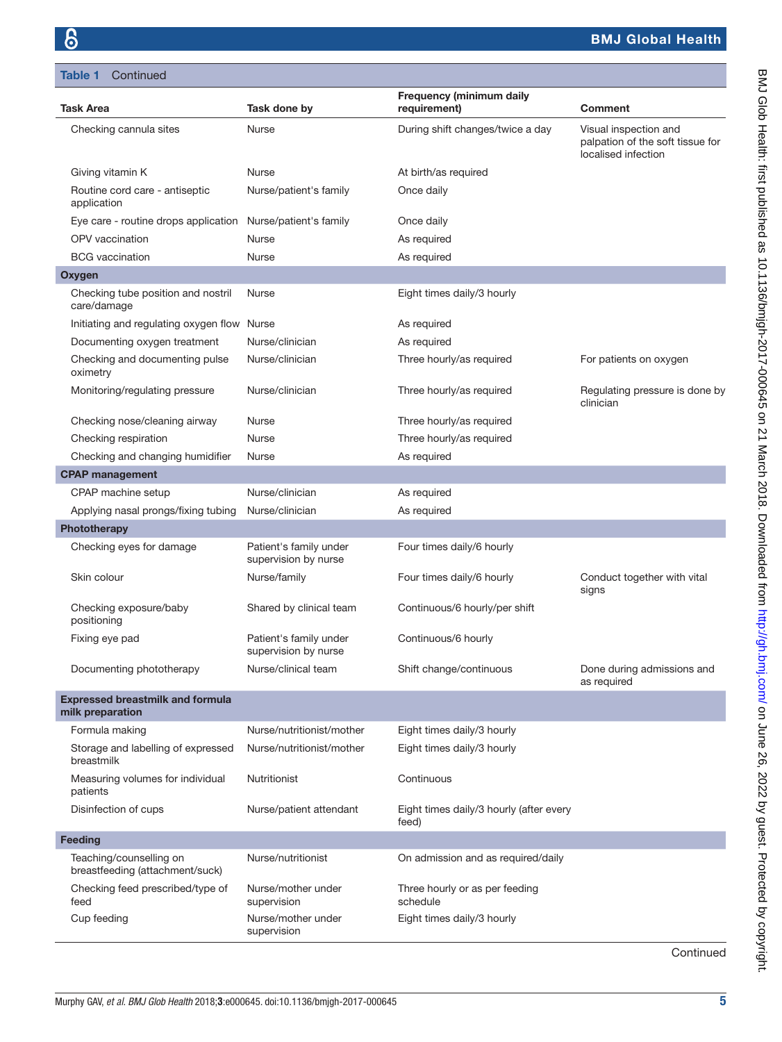**Table 1** Continued

| Task Area | Task done by | Frequency (minimum daily requirement) | Comment |
|---|---|---|---|
| Checking cannula sites | Nurse | During shift changes/twice a day | Visual inspection and palpation of the soft tissue for localised infection |
| Giving vitamin K | Nurse | At birth/as required | |
| Routine cord care - antiseptic application | Nurse/patient's family | Once daily | |
| Eye care - routine drops application | Nurse/patient's family | Once daily | |
| OPV vaccination | Nurse | As required | |
| BCG vaccination | Nurse | As required | |
| **Oxygen** | | | |
| Checking tube position and nostril care/damage | Nurse | Eight times daily/3 hourly | |
| Initiating and regulating oxygen flow | Nurse | As required | |
| Documenting oxygen treatment | Nurse/clinician | As required | |
| Checking and documenting pulse oximetry | Nurse/clinician | Three hourly/as required | For patients on oxygen |
| Monitoring/regulating pressure | Nurse/clinician | Three hourly/as required | Regulating pressure is done by clinician |
| Checking nose/cleaning airway | Nurse | Three hourly/as required | |
| Checking respiration | Nurse | Three hourly/as required | |
| Checking and changing humidifier | Nurse | As required | |
| **CPAP management** | | | |
| CPAP machine setup | Nurse/clinician | As required | |
| Applying nasal prongs/fixing tubing | Nurse/clinician | As required | |
| **Phototherapy** | | | |
| Checking eyes for damage | Patient's family under supervision by nurse | Four times daily/6 hourly | |
| Skin colour | Nurse/family | Four times daily/6 hourly | Conduct together with vital signs |
| Checking exposure/baby positioning | Shared by clinical team | Continuous/6 hourly/per shift | |
| Fixing eye pad | Patient's family under supervision by nurse | Continuous/6 hourly | |
| Documenting phototherapy | Nurse/clinical team | Shift change/continuous | Done during admissions and as required |
| **Expressed breastmilk and formula milk preparation** | | | |
| Formula making | Nurse/nutritionist/mother | Eight times daily/3 hourly | |
| Storage and labelling of expressed breastmilk | Nurse/nutritionist/mother | Eight times daily/3 hourly | |
| Measuring volumes for individual patients | Nutritionist | Continuous | |
| Disinfection of cups | Nurse/patient attendant | Eight times daily/3 hourly (after every feed) | |
| **Feeding** | | | |
| Teaching/counselling on breastfeeding (attachment/suck) | Nurse/nutritionist | On admission and as required/daily | |
| Checking feed prescribed/type of feed | Nurse/mother under supervision | Three hourly or as per feeding schedule | |
| Cup feeding | Nurse/mother under supervision | Eight times daily/3 hourly | |

Continued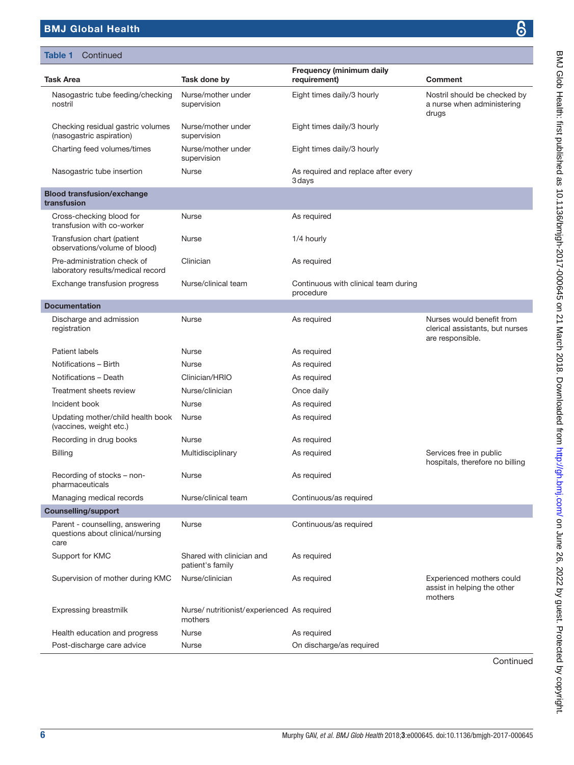**Table 1** Continued

| Task Area | Task done by | Frequency (minimum daily requirement) | Comment |
|---|---|---|---|
| Nasogastric tube feeding/checking nostril | Nurse/mother under supervision | Eight times daily/3 hourly | Nostril should be checked by a nurse when administering drugs |
| Checking residual gastric volumes (nasogastric aspiration) | Nurse/mother under supervision | Eight times daily/3 hourly | |
| Charting feed volumes/times | Nurse/mother under supervision | Eight times daily/3 hourly | |
| Nasogastric tube insertion | Nurse | As required and replace after every 3 days | |
| **Blood transfusion/exchange transfusion** | | | |
| Cross-checking blood for transfusion with co-worker | Nurse | As required | |
| Transfusion chart (patient observations/volume of blood) | Nurse | 1/4 hourly | |
| Pre-administration check of laboratory results/medical record | Clinician | As required | |
| Exchange transfusion progress | Nurse/clinical team | Continuous with clinical team during procedure | |
| **Documentation** | | | |
| Discharge and admission registration | Nurse | As required | Nurses would benefit from clerical assistants, but nurses are responsible. |
| Patient labels | Nurse | As required | |
| Notifications – Birth | Nurse | As required | |
| Notifications – Death | Clinician/HRIO | As required | |
| Treatment sheets review | Nurse/clinician | Once daily | |
| Incident book | Nurse | As required | |
| Updating mother/child health book (vaccines, weight etc.) | Nurse | As required | |
| Recording in drug books | Nurse | As required | |
| Billing | Multidisciplinary | As required | Services free in public hospitals, therefore no billing |
| Recording of stocks – non-pharmaceuticals | Nurse | As required | |
| Managing medical records | Nurse/clinical team | Continuous/as required | |
| **Counselling/support** | | | |
| Parent - counselling, answering questions about clinical/nursing care | Nurse | Continuous/as required | |
| Support for KMC | Shared with clinician and patient's family | As required | |
| Supervision of mother during KMC | Nurse/clinician | As required | Experienced mothers could assist in helping the other mothers |
| Expressing breastmilk | Nurse/ nutritionist/ experienced mothers | As required | |
| Health education and progress | Nurse | As required | |
| Post-discharge care advice | Nurse | On discharge/as required | |

Continued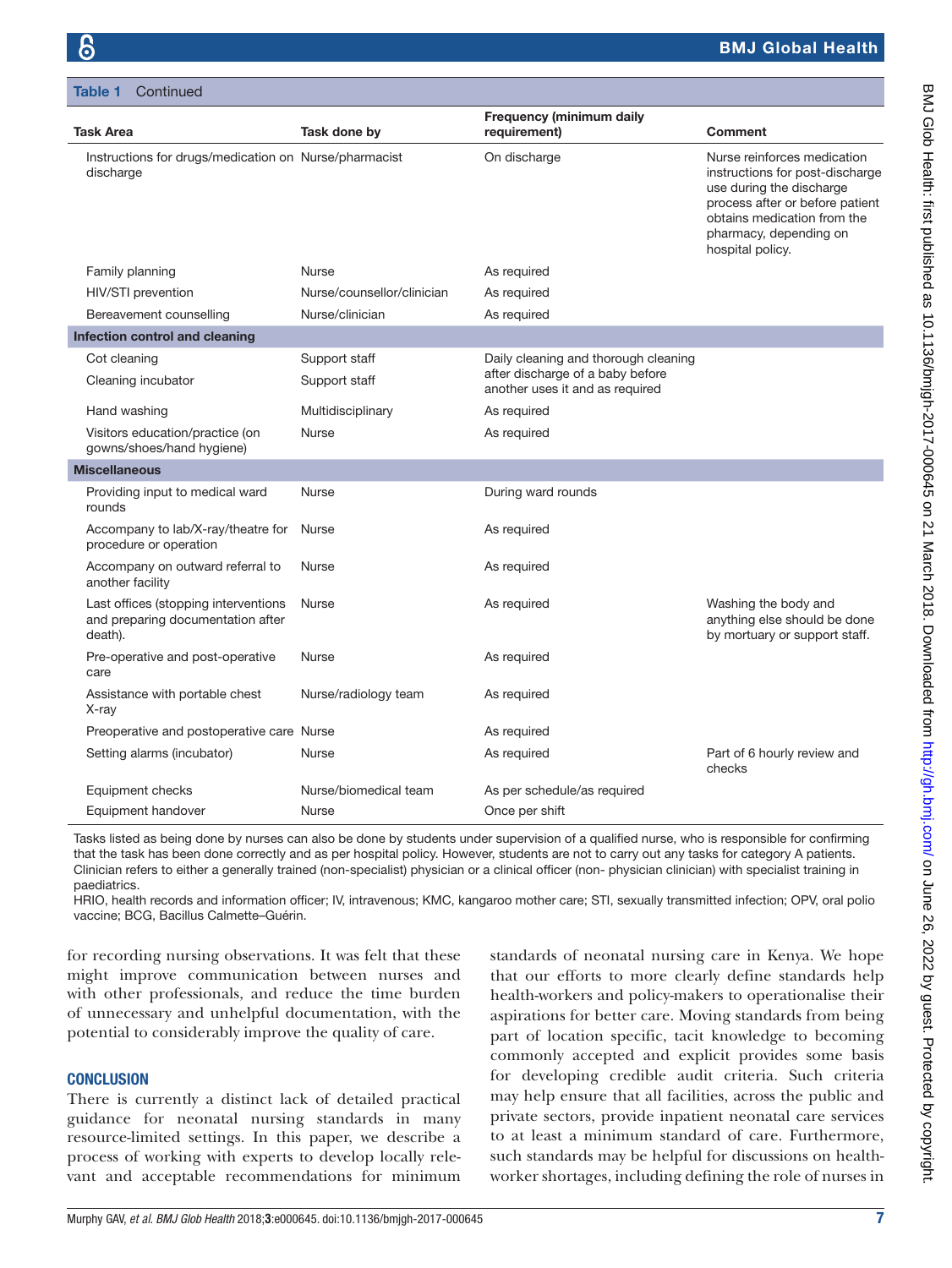**Table 1** Continued

| Task Area | Task done by | Frequency (minimum daily requirement) | Comment |
|---|---|---|---|
| Instructions for drugs/medication on discharge | Nurse/pharmacist | On discharge | Nurse reinforces medication instructions for post-discharge use during the discharge process after or before patient obtains medication from the pharmacy, depending on hospital policy. |
| Family planning | Nurse | As required | |
| HIV/STI prevention | Nurse/counsellor/clinician | As required | |
| Bereavement counselling | Nurse/clinician | As required | |
| **Infection control and cleaning** | | | |
| Cot cleaning | Support staff | Daily cleaning and thorough cleaning after discharge of a baby before another uses it and as required | |
| Cleaning incubator | Support staff | | |
| Hand washing | Multidisciplinary | As required | |
| Visitors education/practice (on gowns/shoes/hand hygiene) | Nurse | As required | |
| **Miscellaneous** | | | |
| Providing input to medical ward rounds | Nurse | During ward rounds | |
| Accompany to lab/X-ray/theatre for procedure or operation | Nurse | As required | |
| Accompany on outward referral to another facility | Nurse | As required | |
| Last offices (stopping interventions and preparing documentation after death). | Nurse | As required | Washing the body and anything else should be done by mortuary or support staff. |
| Pre-operative and post-operative care | Nurse | As required | |
| Assistance with portable chest X-ray | Nurse/radiology team | As required | |
| Preoperative and postoperative care | Nurse | As required | |
| Setting alarms (incubator) | Nurse | As required | Part of 6 hourly review and checks |
| Equipment checks | Nurse/biomedical team | As per schedule/as required | |
| Equipment handover | Nurse | Once per shift | |

Tasks listed as being done by nurses can also be done by students under supervision of a qualified nurse, who is responsible for confirming that the task has been done correctly and as per hospital policy. However, students are not to carry out any tasks for category A patients. Clinician refers to either a generally trained (non-specialist) physician or a clinical officer (non- physician clinician) with specialist training in paediatrics.

HRIO, health records and information officer; IV, intravenous; KMC, kangaroo mother care; STI, sexually transmitted infection; OPV, oral polio vaccine; BCG, Bacillus Calmette–Guérin.

for recording nursing observations. It was felt that these might improve communication between nurses and with other professionals, and reduce the time burden of unnecessary and unhelpful documentation, with the potential to considerably improve the quality of care.

## CONCLUSION

There is currently a distinct lack of detailed practical guidance for neonatal nursing standards in many resource-limited settings. In this paper, we describe a process of working with experts to develop locally relevant and acceptable recommendations for minimum standards of neonatal nursing care in Kenya. We hope that our efforts to more clearly define standards help health-workers and policy-makers to operationalise their aspirations for better care. Moving standards from being part of location specific, tacit knowledge to becoming commonly accepted and explicit provides some basis for developing credible audit criteria. Such criteria may help ensure that all facilities, across the public and private sectors, provide inpatient neonatal care services to at least a minimum standard of care. Furthermore, such standards may be helpful for discussions on health-worker shortages, including defining the role of nurses in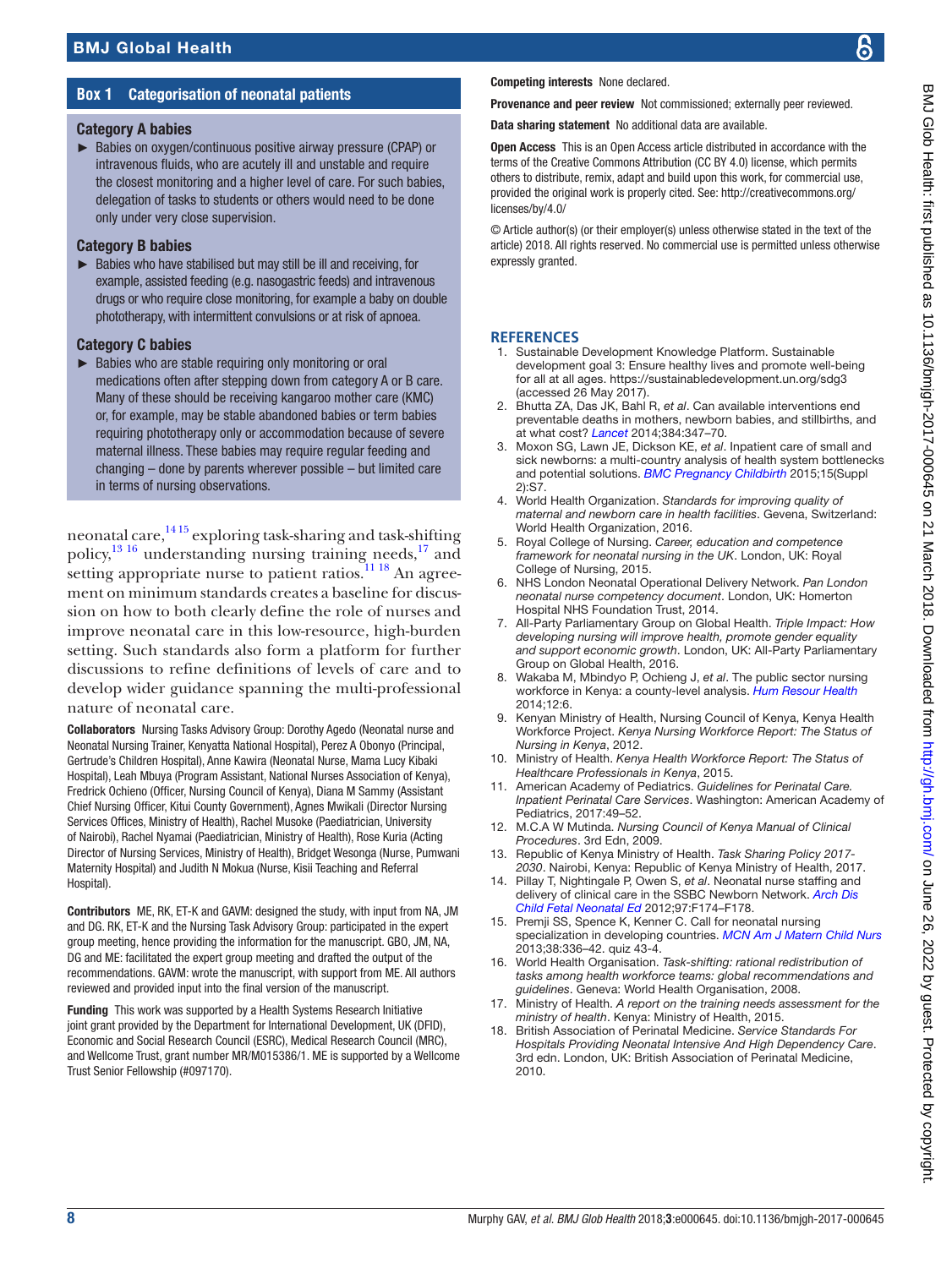## Box 1 Categorisation of neonatal patients

### Category A babies

- Babies on oxygen/continuous positive airway pressure (CPAP) or intravenous fluids, who are acutely ill and unstable and require the closest monitoring and a higher level of care. For such babies, delegation of tasks to students or others would need to be done only under very close supervision.

### Category B babies

- Babies who have stabilised but may still be ill and receiving, for example, assisted feeding (e.g. nasogastric feeds) and intravenous drugs or who require close monitoring, for example a baby on double phototherapy, with intermittent convulsions or at risk of apnoea.

### Category C babies

- Babies who are stable requiring only monitoring or oral medications often after stepping down from category A or B care. Many of these should be receiving kangaroo mother care (KMC) or, for example, may be stable abandoned babies or term babies requiring phototherapy only or accommodation because of severe maternal illness. These babies may require regular feeding and changing – done by parents wherever possible – but limited care in terms of nursing observations.

neonatal care,[14 15] exploring task-sharing and task-shifting policy,[13 16] understanding nursing training needs,[17] and setting appropriate nurse to patient ratios.[11 18] An agreement on minimum standards creates a baseline for discussion on how to both clearly define the role of nurses and improve neonatal care in this low-resource, high-burden setting. Such standards also form a platform for further discussions to refine definitions of levels of care and to develop wider guidance spanning the multi-professional nature of neonatal care.

**Collaborators** Nursing Tasks Advisory Group: Dorothy Agedo (Neonatal nurse and Neonatal Nursing Trainer, Kenyatta National Hospital), Perez A Obonyo (Principal, Gertrude's Children Hospital), Anne Kawira (Neonatal Nurse, Mama Lucy Kibaki Hospital), Leah Mbuya (Program Assistant, National Nurses Association of Kenya), Fredrick Ochieno (Officer, Nursing Council of Kenya), Diana M Sammy (Assistant Chief Nursing Officer, Kitui County Government), Agnes Mwikali (Director Nursing Services Offices, Ministry of Health), Rachel Musoke (Paediatrician, University of Nairobi), Rachel Nyamai (Paediatrician, Ministry of Health), Rose Kuria (Acting Director of Nursing Services, Ministry of Health), Bridget Wesonga (Nurse, Pumwani Maternity Hospital) and Judith N Mokua (Nurse, Kisii Teaching and Referral Hospital).

**Contributors** ME, RK, ET-K and GAVM: designed the study, with input from NA, JM and DG. RK, ET-K and the Nursing Task Advisory Group: participated in the expert group meeting, hence providing the information for the manuscript. GBO, JM, NA, DG and ME: facilitated the expert group meeting and drafted the output of the recommendations. GAVM: wrote the manuscript, with support from ME. All authors reviewed and provided input into the final version of the manuscript.

**Funding** This work was supported by a Health Systems Research Initiative joint grant provided by the Department for International Development, UK (DFID), Economic and Social Research Council (ESRC), Medical Research Council (MRC), and Wellcome Trust, grant number MR/M015386/1. ME is supported by a Wellcome Trust Senior Fellowship (#097170).

**Competing interests** None declared.

**Provenance and peer review** Not commissioned; externally peer reviewed.

**Data sharing statement** No additional data are available.

**Open Access** This is an Open Access article distributed in accordance with the terms of the Creative Commons Attribution (CC BY 4.0) license, which permits others to distribute, remix, adapt and build upon this work, for commercial use, provided the original work is properly cited. See: http://creativecommons.org/licenses/by/4.0/

© Article author(s) (or their employer(s) unless otherwise stated in the text of the article) 2018. All rights reserved. No commercial use is permitted unless otherwise expressly granted.

## REFERENCES

1. Sustainable Development Knowledge Platform. Sustainable development goal 3: Ensure healthy lives and promote well-being for all at all ages. https://sustainabledevelopment.un.org/sdg3 (accessed 26 May 2017).
2. Bhutta ZA, Das JK, Bahl R, *et al*. Can available interventions end preventable deaths in mothers, newborn babies, and stillbirths, and at what cost? *Lancet* 2014;384:347–70.
3. Moxon SG, Lawn JE, Dickson KE, *et al*. Inpatient care of small and sick newborns: a multi-country analysis of health system bottlenecks and potential solutions. *BMC Pregnancy Childbirth* 2015;15(Suppl 2):S7.
4. World Health Organization. *Standards for improving quality of maternal and newborn care in health facilities*. Gevena, Switzerland: World Health Organization, 2016.
5. Royal College of Nursing. *Career, education and competence framework for neonatal nursing in the UK*. London, UK: Royal College of Nursing, 2015.
6. NHS London Neonatal Operational Delivery Network. *Pan London neonatal nurse competency document*. London, UK: Homerton Hospital NHS Foundation Trust, 2014.
7. All-Party Parliamentary Group on Global Health. *Triple Impact: How developing nursing will improve health, promote gender equality and support economic growth*. London, UK: All-Party Parliamentary Group on Global Health, 2016.
8. Wakaba M, Mbindyo P, Ochieng J, *et al*. The public sector nursing workforce in Kenya: a county-level analysis. *Hum Resour Health* 2014;12:6.
9. Kenyan Ministry of Health, Nursing Council of Kenya, Kenya Health Workforce Project. *Kenya Nursing Workforce Report: The Status of Nursing in Kenya*, 2012.
10. Ministry of Health. *Kenya Health Workforce Report: The Status of Healthcare Professionals in Kenya*, 2015.
11. American Academy of Pediatrics. *Guidelines for Perinatal Care. Inpatient Perinatal Care Services*. Washington: American Academy of Pediatrics, 2017:49–52.
12. M.C.A W Mutinda. *Nursing Council of Kenya Manual of Clinical Procedures*. 3rd Edn, 2009.
13. Republic of Kenya Ministry of Health. *Task Sharing Policy 2017-2030*. Nairobi, Kenya: Republic of Kenya Ministry of Health, 2017.
14. Pillay T, Nightingale P, Owen S, *et al*. Neonatal nurse staffing and delivery of clinical care in the SSBC Newborn Network. *Arch Dis Child Fetal Neonatal Ed* 2012;97:F174–F178.
15. Premji SS, Spence K, Kenner C. Call for neonatal nursing specialization in developing countries. *MCN Am J Matern Child Nurs* 2013;38:336–42. quiz 43-4.
16. World Health Organisation. *Task-shifting: rational redistribution of tasks among health workforce teams: global recommendations and guidelines*. Geneva: World Health Organisation, 2008.
17. Ministry of Health. *A report on the training needs assessment for the ministry of health*. Kenya: Ministry of Health, 2015.
18. British Association of Perinatal Medicine. *Service Standards For Hospitals Providing Neonatal Intensive And High Dependency Care*. 3rd edn. London, UK: British Association of Perinatal Medicine, 2010.